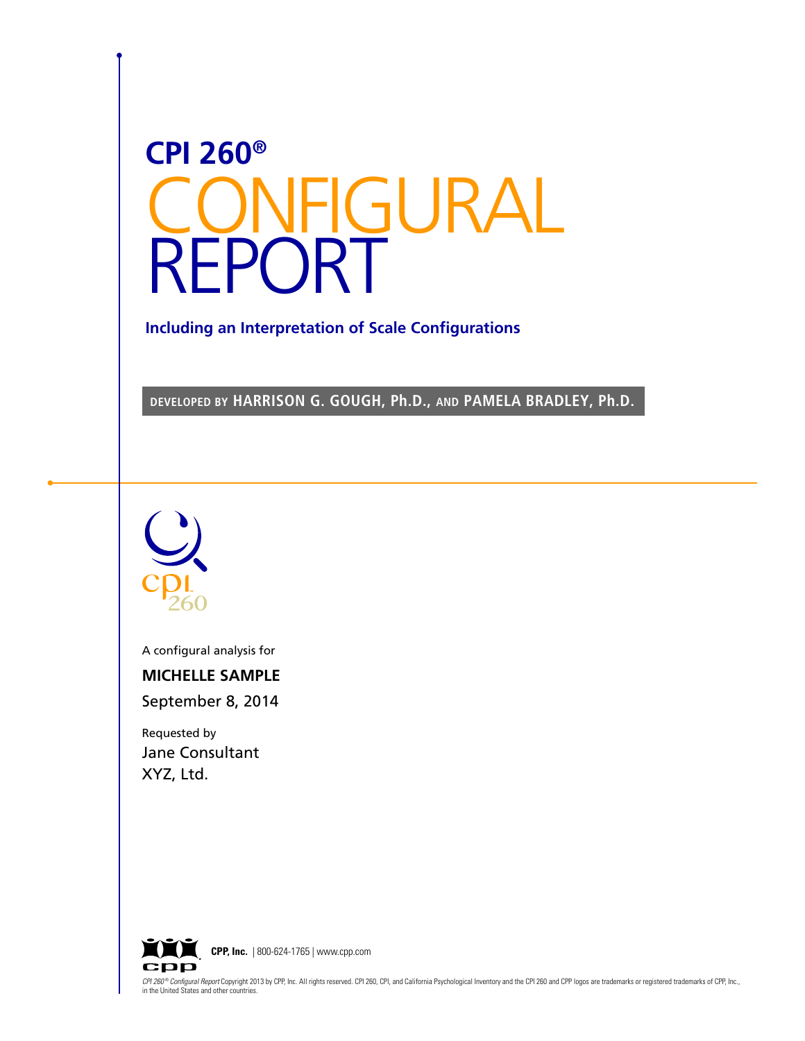# CPI 260®

# CONFIGURAL REPORT

**Including an Interpretation of Scale Configurations**

DEVELOPED BY **HARRISON G. GOUGH, Ph.D.,** AND **PAMELA BRADLEY, Ph.D.**

A configural analysis for

**MICHELLE SAMPLE**

September 8, 2014

Requested by

Jane Consultant

XYZ, Ltd.

**CPP, Inc.** | 800-624-1765 | www.cpp.com

*CPI 260® Configural Report* Copyright 2013 by CPP, Inc. All rights reserved. CPI 260, CPI, and California Psychological Inventory and the CPI 260 and CPP logos are trademarks or registered trademarks of CPP, Inc., in the United States and other countries.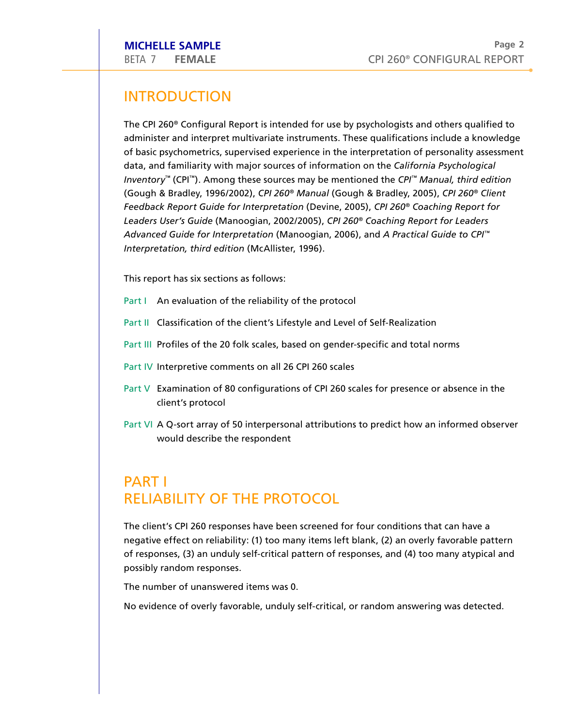# INTRODUCTION

The CPI 260® Configural Report is intended for use by psychologists and others qualified to administer and interpret multivariate instruments. These qualifications include a knowledge of basic psychometrics, supervised experience in the interpretation of personality assessment data, and familiarity with major sources of information on the *California Psychological Inventory*™ (CPI™). Among these sources may be mentioned the *CPI™ Manual, third edition* (Gough & Bradley, 1996/2002), *CPI 260® Manual* (Gough & Bradley, 2005), *CPI 260® Client Feedback Report Guide for Interpretation* (Devine, 2005), *CPI 260® Coaching Report for Leaders User's Guide* (Manoogian, 2002/2005), *CPI 260® Coaching Report for Leaders Advanced Guide for Interpretation* (Manoogian, 2006), and *A Practical Guide to CPI™ Interpretation, third edition* (McAllister, 1996).

This report has six sections as follows:

- Part I An evaluation of the reliability of the protocol
- Part II Classification of the client's Lifestyle and Level of Self-Realization
- Part III Profiles of the 20 folk scales, based on gender-specific and total norms
- Part IV Interpretive comments on all 26 CPI 260 scales
- Part V Examination of 80 configurations of CPI 260 scales for presence or absence in the client's protocol
- Part VI A Q-sort array of 50 interpersonal attributions to predict how an informed observer would describe the respondent

# PART I
# RELIABILITY OF THE PROTOCOL

The client's CPI 260 responses have been screened for four conditions that can have a negative effect on reliability: (1) too many items left blank, (2) an overly favorable pattern of responses, (3) an unduly self-critical pattern of responses, and (4) too many atypical and possibly random responses.

The number of unanswered items was 0.

No evidence of overly favorable, unduly self-critical, or random answering was detected.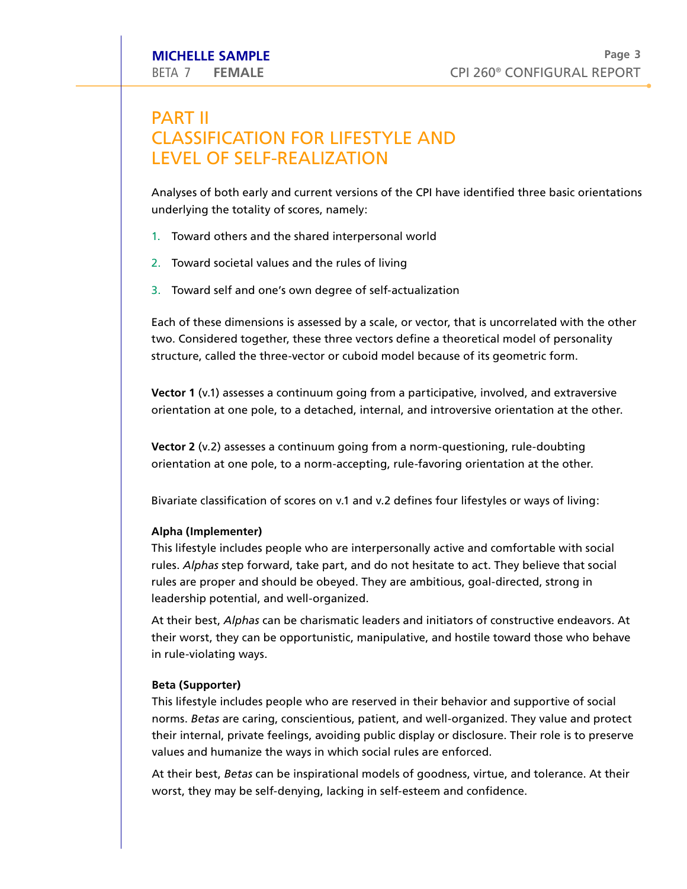# PART II
# CLASSIFICATION FOR LIFESTYLE AND LEVEL OF SELF-REALIZATION

Analyses of both early and current versions of the CPI have identified three basic orientations underlying the totality of scores, namely:

1. Toward others and the shared interpersonal world
2. Toward societal values and the rules of living
3. Toward self and one's own degree of self-actualization

Each of these dimensions is assessed by a scale, or vector, that is uncorrelated with the other two. Considered together, these three vectors define a theoretical model of personality structure, called the three-vector or cuboid model because of its geometric form.

**Vector 1** (v.1) assesses a continuum going from a participative, involved, and extraversive orientation at one pole, to a detached, internal, and introversive orientation at the other.

**Vector 2** (v.2) assesses a continuum going from a norm-questioning, rule-doubting orientation at one pole, to a norm-accepting, rule-favoring orientation at the other.

Bivariate classification of scores on v.1 and v.2 defines four lifestyles or ways of living:

**Alpha (Implementer)**
This lifestyle includes people who are interpersonally active and comfortable with social rules. *Alphas* step forward, take part, and do not hesitate to act. They believe that social rules are proper and should be obeyed. They are ambitious, goal-directed, strong in leadership potential, and well-organized.

At their best, *Alphas* can be charismatic leaders and initiators of constructive endeavors. At their worst, they can be opportunistic, manipulative, and hostile toward those who behave in rule-violating ways.

**Beta (Supporter)**
This lifestyle includes people who are reserved in their behavior and supportive of social norms. *Betas* are caring, conscientious, patient, and well-organized. They value and protect their internal, private feelings, avoiding public display or disclosure. Their role is to preserve values and humanize the ways in which social rules are enforced.

At their best, *Betas* can be inspirational models of goodness, virtue, and tolerance. At their worst, they may be self-denying, lacking in self-esteem and confidence.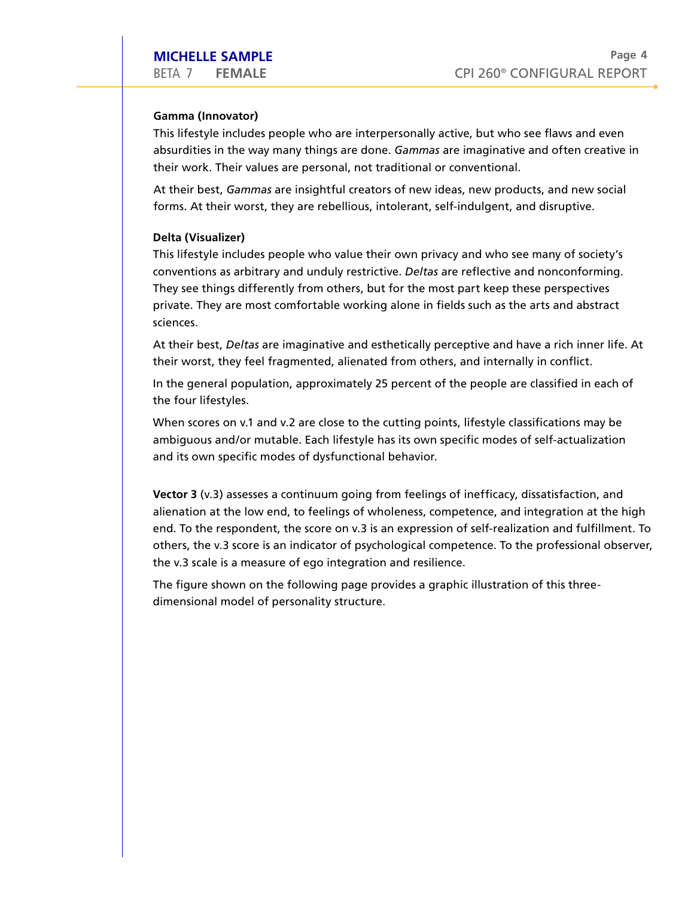**Gamma (Innovator)**

This lifestyle includes people who are interpersonally active, but who see flaws and even absurdities in the way many things are done. *Gammas* are imaginative and often creative in their work. Their values are personal, not traditional or conventional.

At their best, *Gammas* are insightful creators of new ideas, new products, and new social forms. At their worst, they are rebellious, intolerant, self-indulgent, and disruptive.

**Delta (Visualizer)**

This lifestyle includes people who value their own privacy and who see many of society's conventions as arbitrary and unduly restrictive. *Deltas* are reflective and nonconforming. They see things differently from others, but for the most part keep these perspectives private. They are most comfortable working alone in fields such as the arts and abstract sciences.

At their best, *Deltas* are imaginative and esthetically perceptive and have a rich inner life. At their worst, they feel fragmented, alienated from others, and internally in conflict.

In the general population, approximately 25 percent of the people are classified in each of the four lifestyles.

When scores on v.1 and v.2 are close to the cutting points, lifestyle classifications may be ambiguous and/or mutable. Each lifestyle has its own specific modes of self-actualization and its own specific modes of dysfunctional behavior.

**Vector 3** (v.3) assesses a continuum going from feelings of inefficacy, dissatisfaction, and alienation at the low end, to feelings of wholeness, competence, and integration at the high end. To the respondent, the score on v.3 is an expression of self-realization and fulfillment. To others, the v.3 score is an indicator of psychological competence. To the professional observer, the v.3 scale is a measure of ego integration and resilience.

The figure shown on the following page provides a graphic illustration of this three-dimensional model of personality structure.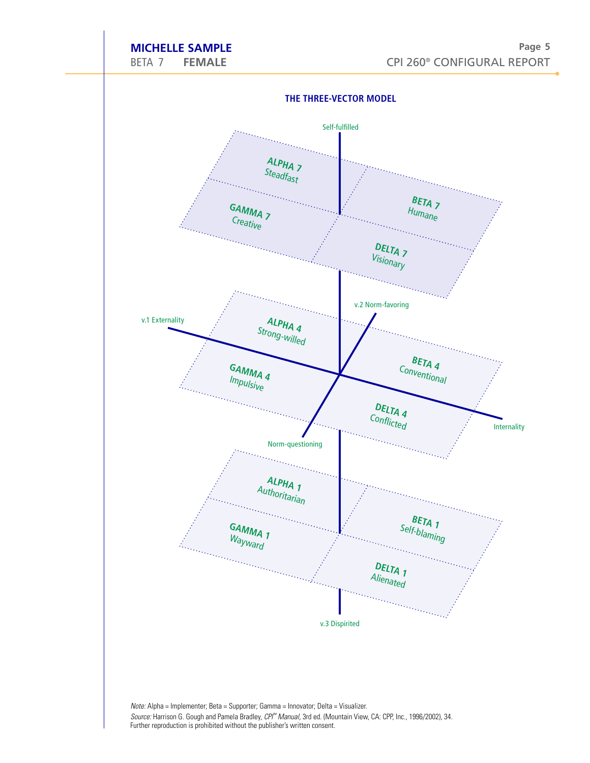### THE THREE-VECTOR MODEL

Self-fulfilled

ALPHA 7
Steadfast

BETA 7
Humane

GAMMA 7
Creative

DELTA 7
Visionary

v.2 Norm-favoring

v.1 Externality

ALPHA 4
Strong-willed

BETA 4
Conventional

GAMMA 4
Impulsive

DELTA 4
Conflicted

Internality

Norm-questioning

ALPHA 1
Authoritarian

BETA 1
Self-blaming

GAMMA 1
Wayward

DELTA 1
Alienated

v.3 Dispirited

*Note:* Alpha = Implementer; Beta = Supporter; Gamma = Innovator; Delta = Visualizer.

*Source:* Harrison G. Gough and Pamela Bradley, *CPI™ Manual*, 3rd ed. (Mountain View, CA: CPP, Inc., 1996/2002), 34. Further reproduction is prohibited without the publisher's written consent.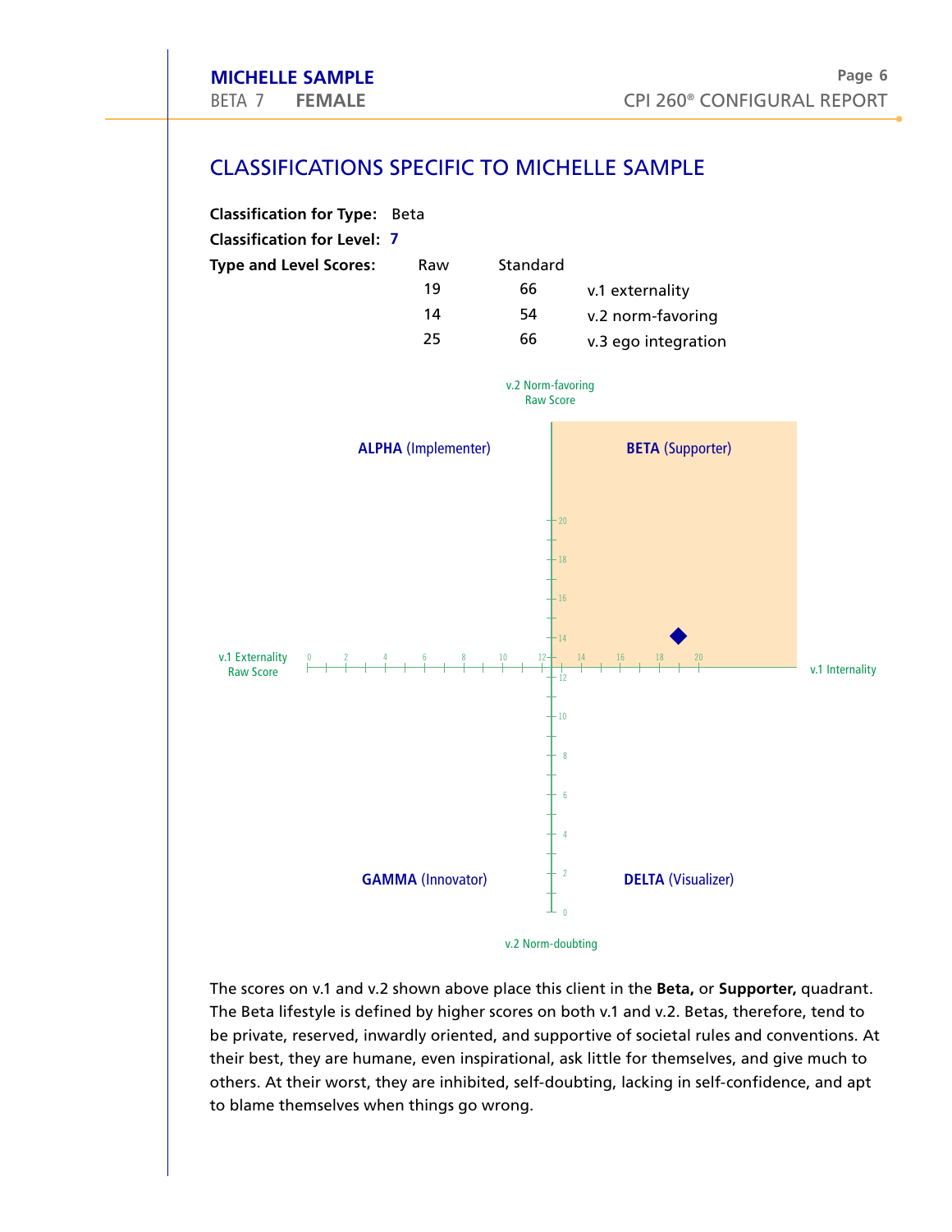## CLASSIFICATIONS SPECIFIC TO MICHELLE SAMPLE

**Classification for Type:** Beta

**Classification for Level:** **7**

**Type and Level Scores:**

| Raw | Standard | |
|---|---|---|
| 19 | 66 | v.1 externality |
| 14 | 54 | v.2 norm-favoring |
| 25 | 66 | v.3 ego integration |

v.2 Norm-favoring Raw Score

**ALPHA** (Implementer) | **BETA** (Supporter)

v.1 Externality Raw Score | v.1 Internality

**GAMMA** (Innovator) | **DELTA** (Visualizer)

v.2 Norm-doubting

The scores on v.1 and v.2 shown above place this client in the **Beta,** or **Supporter,** quadrant. The Beta lifestyle is defined by higher scores on both v.1 and v.2. Betas, therefore, tend to be private, reserved, inwardly oriented, and supportive of societal rules and conventions. At their best, they are humane, even inspirational, ask little for themselves, and give much to others. At their worst, they are inhibited, self-doubting, lacking in self-confidence, and apt to blame themselves when things go wrong.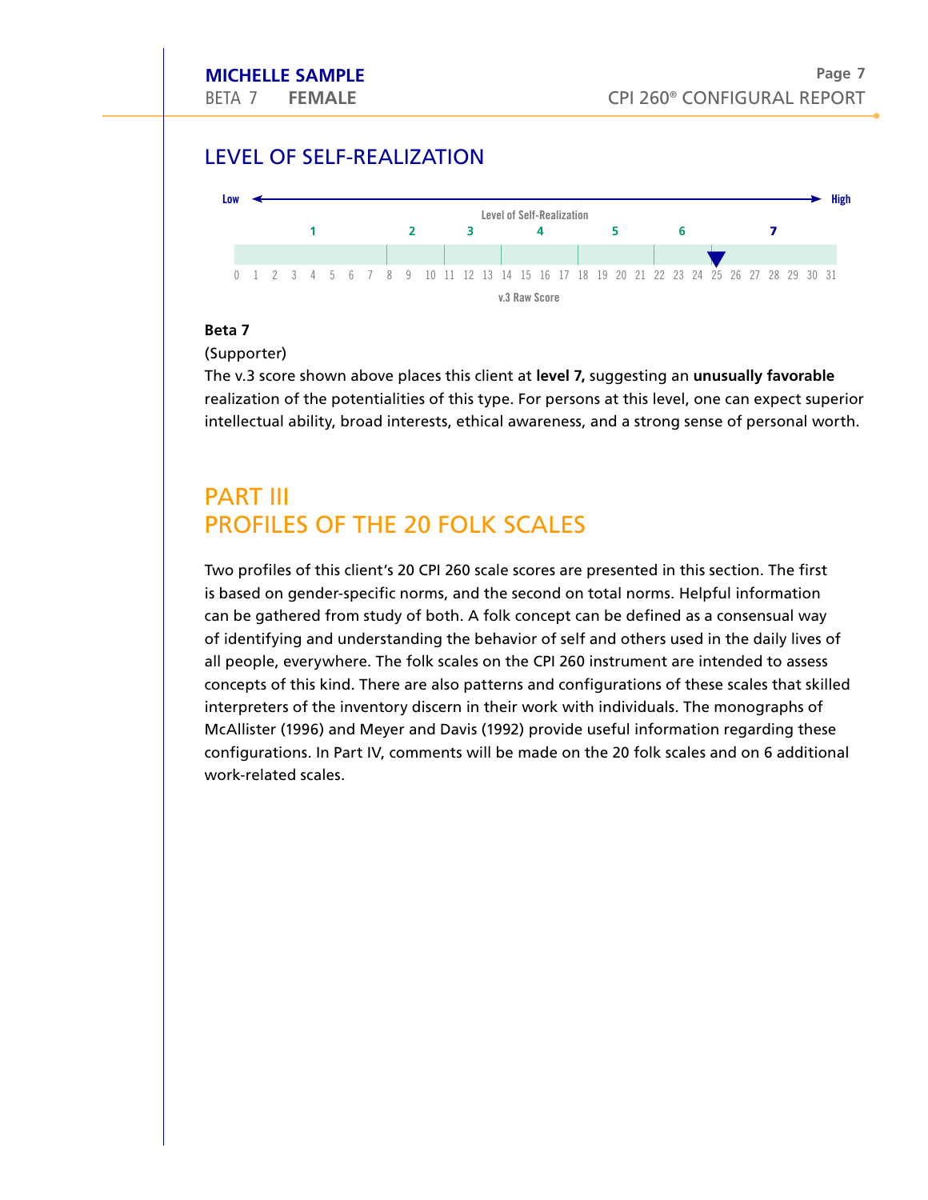## LEVEL OF SELF-REALIZATION

Low ← Level of Self-Realization → High

| 1 | 2 | 3 | 4 | 5 | 6 | 7 |
|---|---|---|---|---|---|---|
| 0–7 | 8–10 | 11–13 | 14–17 | 18–21 | 22–24 | 25–31 |

▼ 25

v.3 Raw Score

**Beta 7**

(Supporter)

The v.3 score shown above places this client at **level 7,** suggesting an **unusually favorable** realization of the potentialities of this type. For persons at this level, one can expect superior intellectual ability, broad interests, ethical awareness, and a strong sense of personal worth.

# PART III
# PROFILES OF THE 20 FOLK SCALES

Two profiles of this client's 20 CPI 260 scale scores are presented in this section. The first is based on gender-specific norms, and the second on total norms. Helpful information can be gathered from study of both. A folk concept can be defined as a consensual way of identifying and understanding the behavior of self and others used in the daily lives of all people, everywhere. The folk scales on the CPI 260 instrument are intended to assess concepts of this kind. There are also patterns and configurations of these scales that skilled interpreters of the inventory discern in their work with individuals. The monographs of McAllister (1996) and Meyer and Davis (1992) provide useful information regarding these configurations. In Part IV, comments will be made on the 20 folk scales and on 6 additional work-related scales.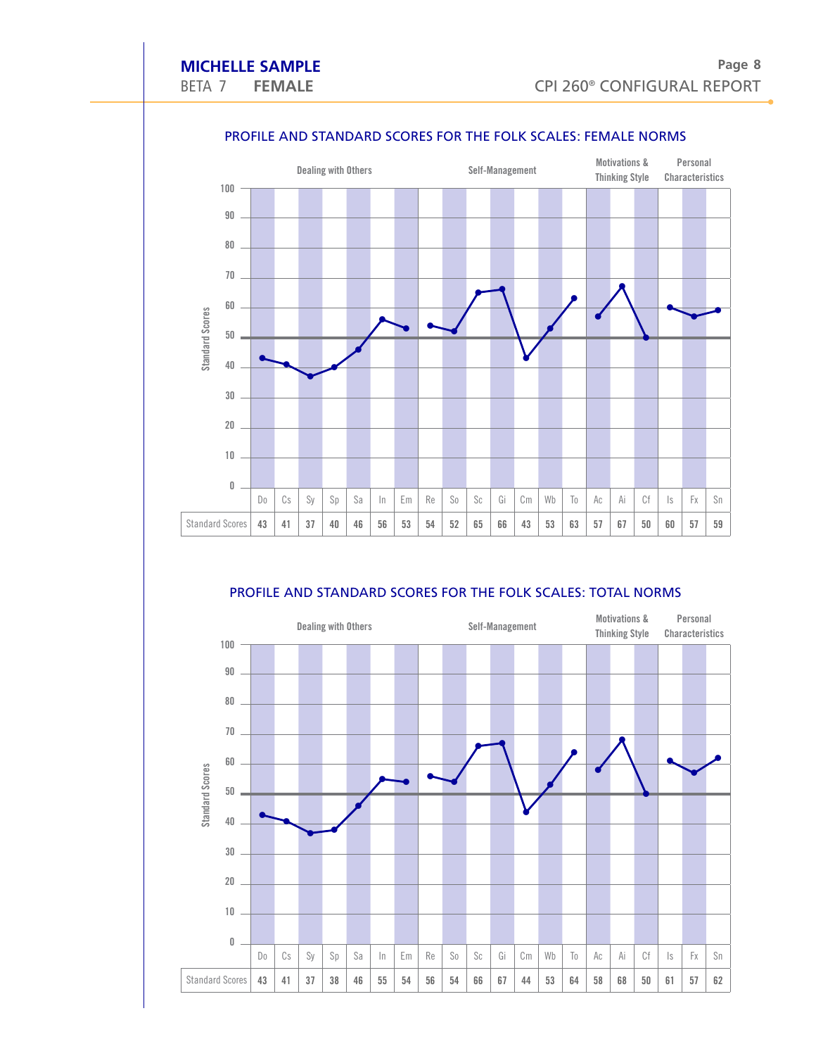## PROFILE AND STANDARD SCORES FOR THE FOLK SCALES: FEMALE NORMS

| | Dealing with Others | | | | | | | Self-Management | | | | | | | Motivations & Thinking Style | | | Personal Characteristics | | |
|---|---|---|---|---|---|---|---|---|---|---|---|---|---|---|---|---|---|---|---|---|
| | Do | Cs | Sy | Sp | Sa | In | Em | Re | So | Sc | Gi | Cm | Wb | To | Ac | Ai | Cf | Is | Fx | Sn |
| Standard Scores | 43 | 41 | 37 | 40 | 46 | 56 | 53 | 54 | 52 | 65 | 66 | 43 | 53 | 63 | 57 | 67 | 50 | 60 | 57 | 59 |

## PROFILE AND STANDARD SCORES FOR THE FOLK SCALES: TOTAL NORMS

| | Dealing with Others | | | | | | | Self-Management | | | | | | | Motivations & Thinking Style | | | Personal Characteristics | | |
|---|---|---|---|---|---|---|---|---|---|---|---|---|---|---|---|---|---|---|---|---|
| | Do | Cs | Sy | Sp | Sa | In | Em | Re | So | Sc | Gi | Cm | Wb | To | Ac | Ai | Cf | Is | Fx | Sn |
| Standard Scores | 43 | 41 | 37 | 38 | 46 | 55 | 54 | 56 | 54 | 66 | 67 | 44 | 53 | 64 | 58 | 68 | 50 | 61 | 57 | 62 |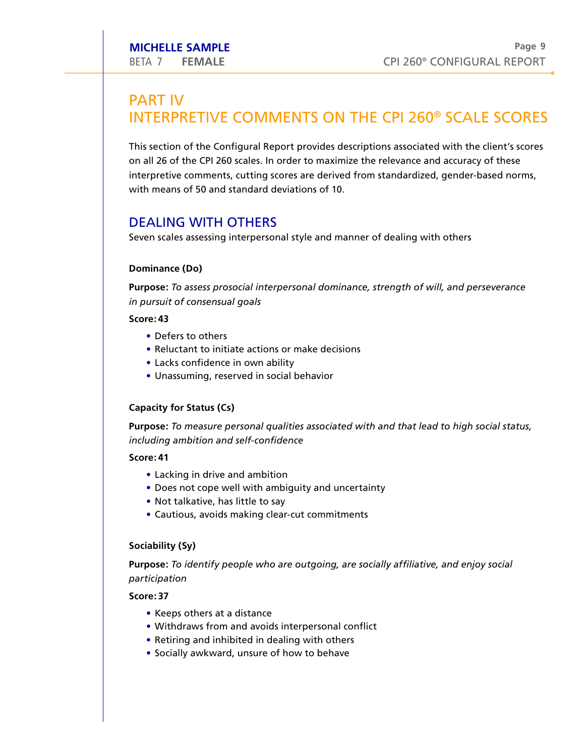# PART IV
# INTERPRETIVE COMMENTS ON THE CPI 260® SCALE SCORES

This section of the Configural Report provides descriptions associated with the client's scores on all 26 of the CPI 260 scales. In order to maximize the relevance and accuracy of these interpretive comments, cutting scores are derived from standardized, gender-based norms, with means of 50 and standard deviations of 10.

## DEALING WITH OTHERS

Seven scales assessing interpersonal style and manner of dealing with others

### Dominance (Do)

**Purpose:** *To assess prosocial interpersonal dominance, strength of will, and perseverance in pursuit of consensual goals*

**Score: 43**

- Defers to others
- Reluctant to initiate actions or make decisions
- Lacks confidence in own ability
- Unassuming, reserved in social behavior

### Capacity for Status (Cs)

**Purpose:** *To measure personal qualities associated with and that lead to high social status, including ambition and self-confidence*

**Score: 41**

- Lacking in drive and ambition
- Does not cope well with ambiguity and uncertainty
- Not talkative, has little to say
- Cautious, avoids making clear-cut commitments

### Sociability (Sy)

**Purpose:** *To identify people who are outgoing, are socially affiliative, and enjoy social participation*

**Score: 37**

- Keeps others at a distance
- Withdraws from and avoids interpersonal conflict
- Retiring and inhibited in dealing with others
- Socially awkward, unsure of how to behave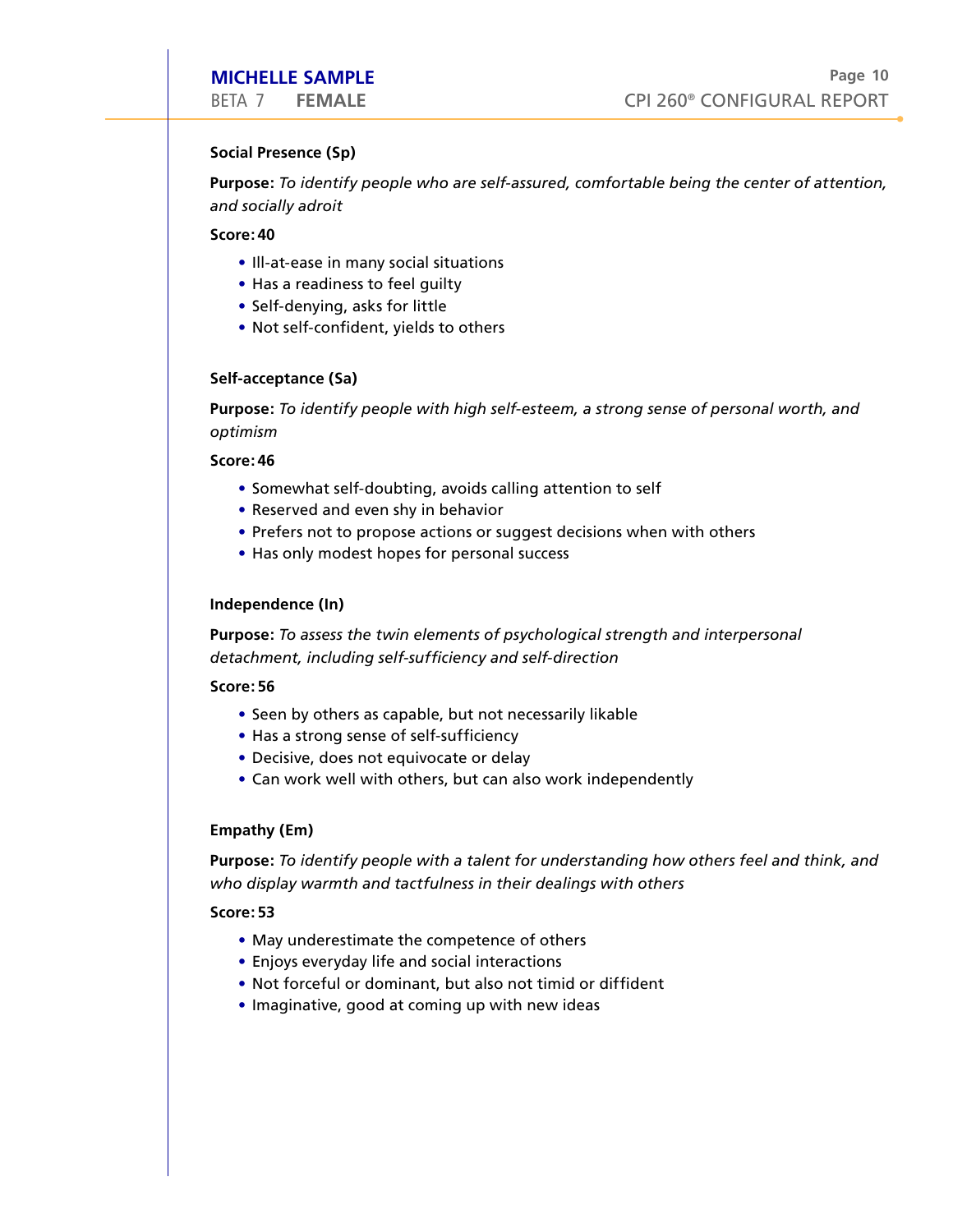### Social Presence (Sp)

**Purpose:** *To identify people who are self-assured, comfortable being the center of attention, and socially adroit*

**Score: 40**

- Ill-at-ease in many social situations
- Has a readiness to feel guilty
- Self-denying, asks for little
- Not self-confident, yields to others

### Self-acceptance (Sa)

**Purpose:** *To identify people with high self-esteem, a strong sense of personal worth, and optimism*

**Score: 46**

- Somewhat self-doubting, avoids calling attention to self
- Reserved and even shy in behavior
- Prefers not to propose actions or suggest decisions when with others
- Has only modest hopes for personal success

### Independence (In)

**Purpose:** *To assess the twin elements of psychological strength and interpersonal detachment, including self-sufficiency and self-direction*

**Score: 56**

- Seen by others as capable, but not necessarily likable
- Has a strong sense of self-sufficiency
- Decisive, does not equivocate or delay
- Can work well with others, but can also work independently

### Empathy (Em)

**Purpose:** *To identify people with a talent for understanding how others feel and think, and who display warmth and tactfulness in their dealings with others*

**Score: 53**

- May underestimate the competence of others
- Enjoys everyday life and social interactions
- Not forceful or dominant, but also not timid or diffident
- Imaginative, good at coming up with new ideas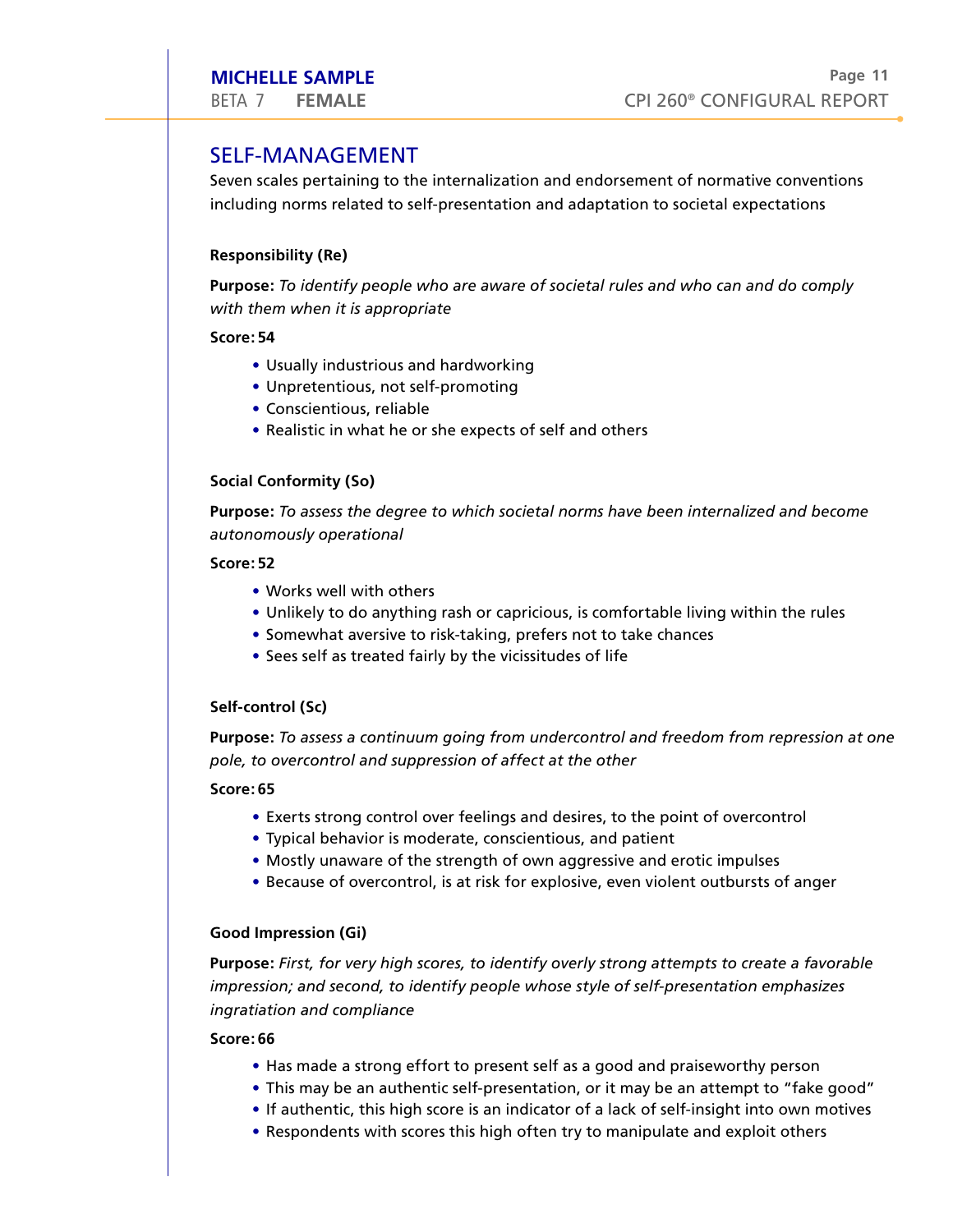## SELF-MANAGEMENT

Seven scales pertaining to the internalization and endorsement of normative conventions including norms related to self-presentation and adaptation to societal expectations

### Responsibility (Re)

**Purpose:** *To identify people who are aware of societal rules and who can and do comply with them when it is appropriate*

**Score: 54**

- Usually industrious and hardworking
- Unpretentious, not self-promoting
- Conscientious, reliable
- Realistic in what he or she expects of self and others

### Social Conformity (So)

**Purpose:** *To assess the degree to which societal norms have been internalized and become autonomously operational*

**Score: 52**

- Works well with others
- Unlikely to do anything rash or capricious, is comfortable living within the rules
- Somewhat aversive to risk-taking, prefers not to take chances
- Sees self as treated fairly by the vicissitudes of life

### Self-control (Sc)

**Purpose:** *To assess a continuum going from undercontrol and freedom from repression at one pole, to overcontrol and suppression of affect at the other*

**Score: 65**

- Exerts strong control over feelings and desires, to the point of overcontrol
- Typical behavior is moderate, conscientious, and patient
- Mostly unaware of the strength of own aggressive and erotic impulses
- Because of overcontrol, is at risk for explosive, even violent outbursts of anger

### Good Impression (Gi)

**Purpose:** *First, for very high scores, to identify overly strong attempts to create a favorable impression; and second, to identify people whose style of self-presentation emphasizes ingratiation and compliance*

**Score: 66**

- Has made a strong effort to present self as a good and praiseworthy person
- This may be an authentic self-presentation, or it may be an attempt to "fake good"
- If authentic, this high score is an indicator of a lack of self-insight into own motives
- Respondents with scores this high often try to manipulate and exploit others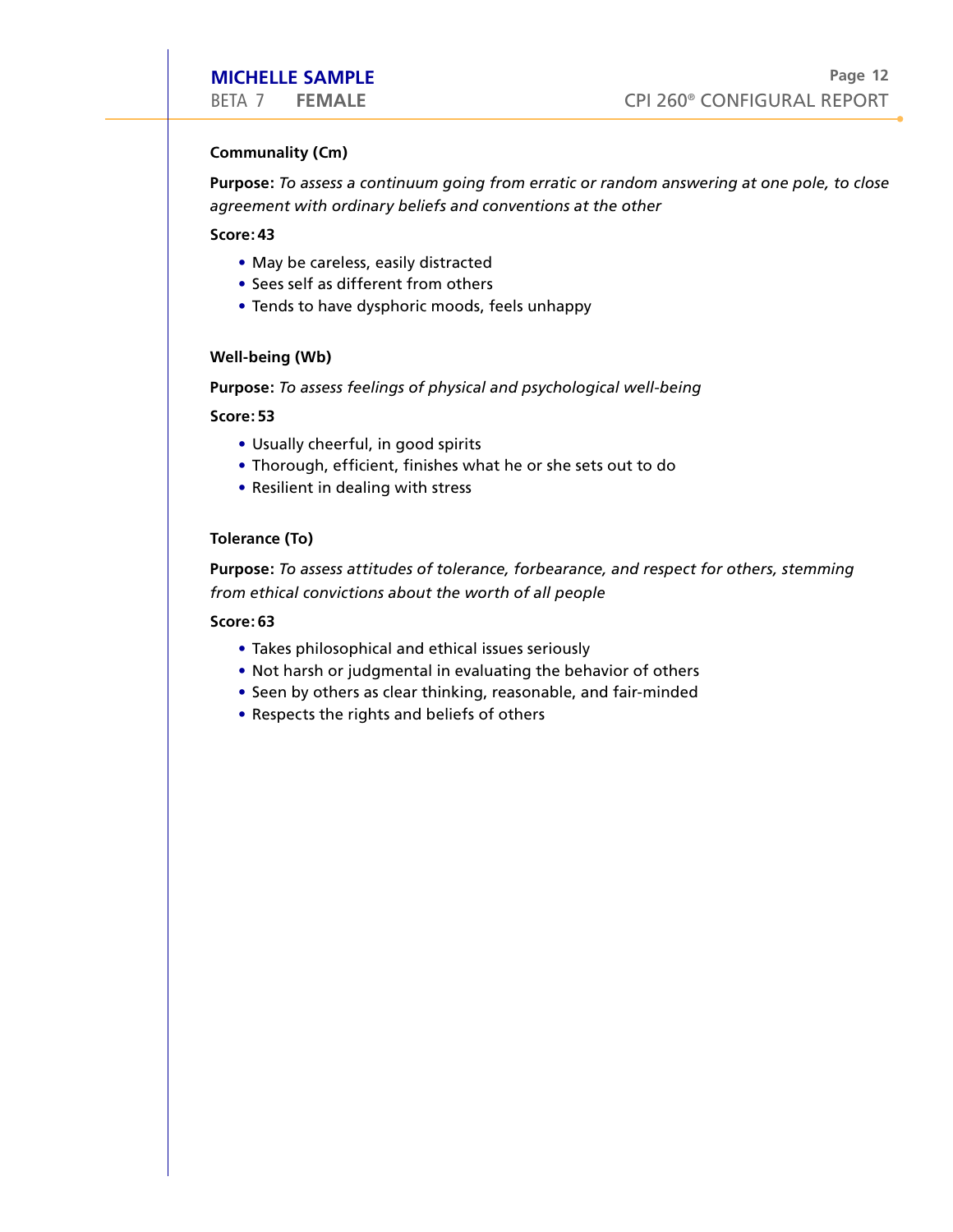**Communality (Cm)**

**Purpose:** *To assess a continuum going from erratic or random answering at one pole, to close agreement with ordinary beliefs and conventions at the other*

**Score: 43**

- May be careless, easily distracted
- Sees self as different from others
- Tends to have dysphoric moods, feels unhappy

**Well-being (Wb)**

**Purpose:** *To assess feelings of physical and psychological well-being*

**Score: 53**

- Usually cheerful, in good spirits
- Thorough, efficient, finishes what he or she sets out to do
- Resilient in dealing with stress

**Tolerance (To)**

**Purpose:** *To assess attitudes of tolerance, forbearance, and respect for others, stemming from ethical convictions about the worth of all people*

**Score: 63**

- Takes philosophical and ethical issues seriously
- Not harsh or judgmental in evaluating the behavior of others
- Seen by others as clear thinking, reasonable, and fair-minded
- Respects the rights and beliefs of others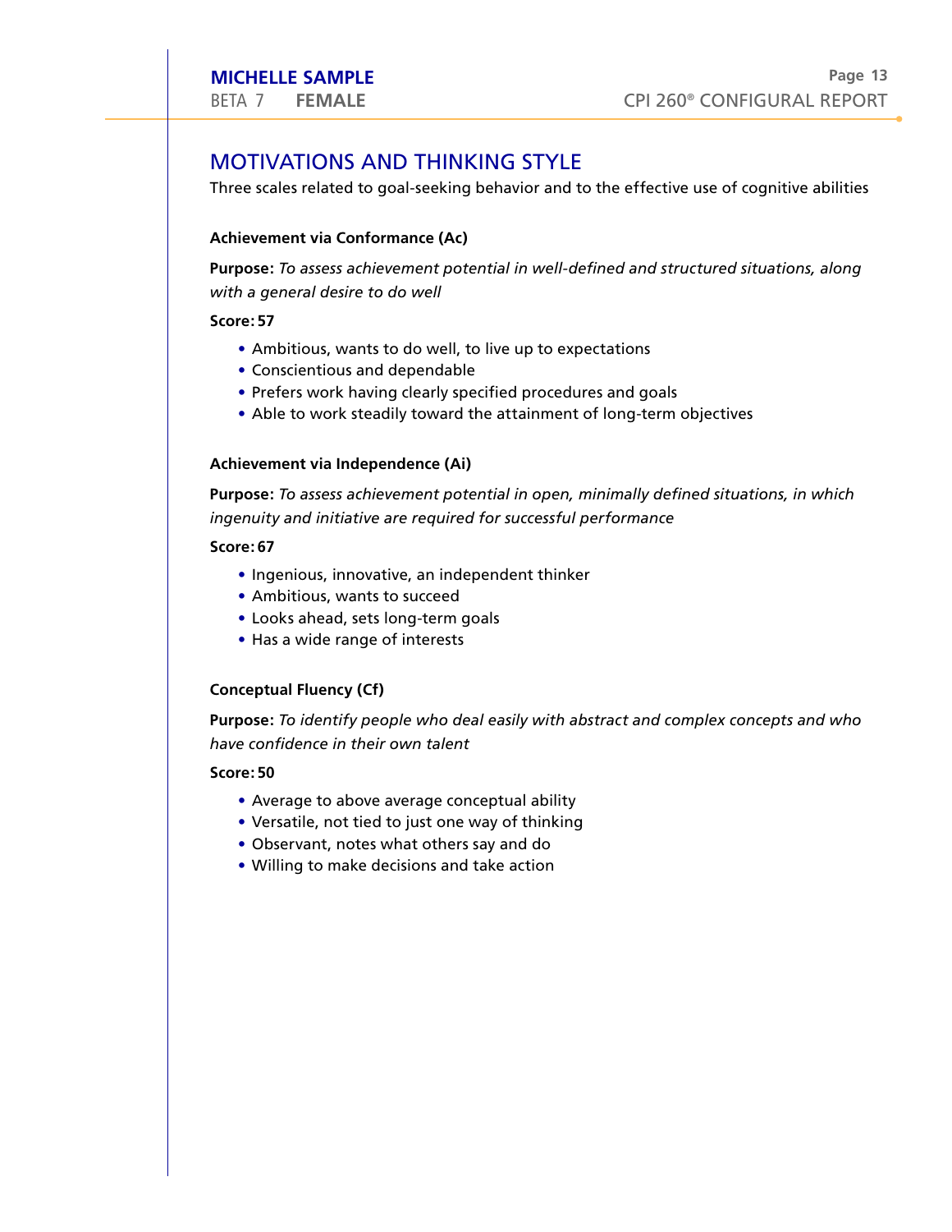## MOTIVATIONS AND THINKING STYLE

Three scales related to goal-seeking behavior and to the effective use of cognitive abilities

### Achievement via Conformance (Ac)

**Purpose:** *To assess achievement potential in well-defined and structured situations, along with a general desire to do well*

**Score: 57**

- Ambitious, wants to do well, to live up to expectations
- Conscientious and dependable
- Prefers work having clearly specified procedures and goals
- Able to work steadily toward the attainment of long-term objectives

### Achievement via Independence (Ai)

**Purpose:** *To assess achievement potential in open, minimally defined situations, in which ingenuity and initiative are required for successful performance*

**Score: 67**

- Ingenious, innovative, an independent thinker
- Ambitious, wants to succeed
- Looks ahead, sets long-term goals
- Has a wide range of interests

### Conceptual Fluency (Cf)

**Purpose:** *To identify people who deal easily with abstract and complex concepts and who have confidence in their own talent*

**Score: 50**

- Average to above average conceptual ability
- Versatile, not tied to just one way of thinking
- Observant, notes what others say and do
- Willing to make decisions and take action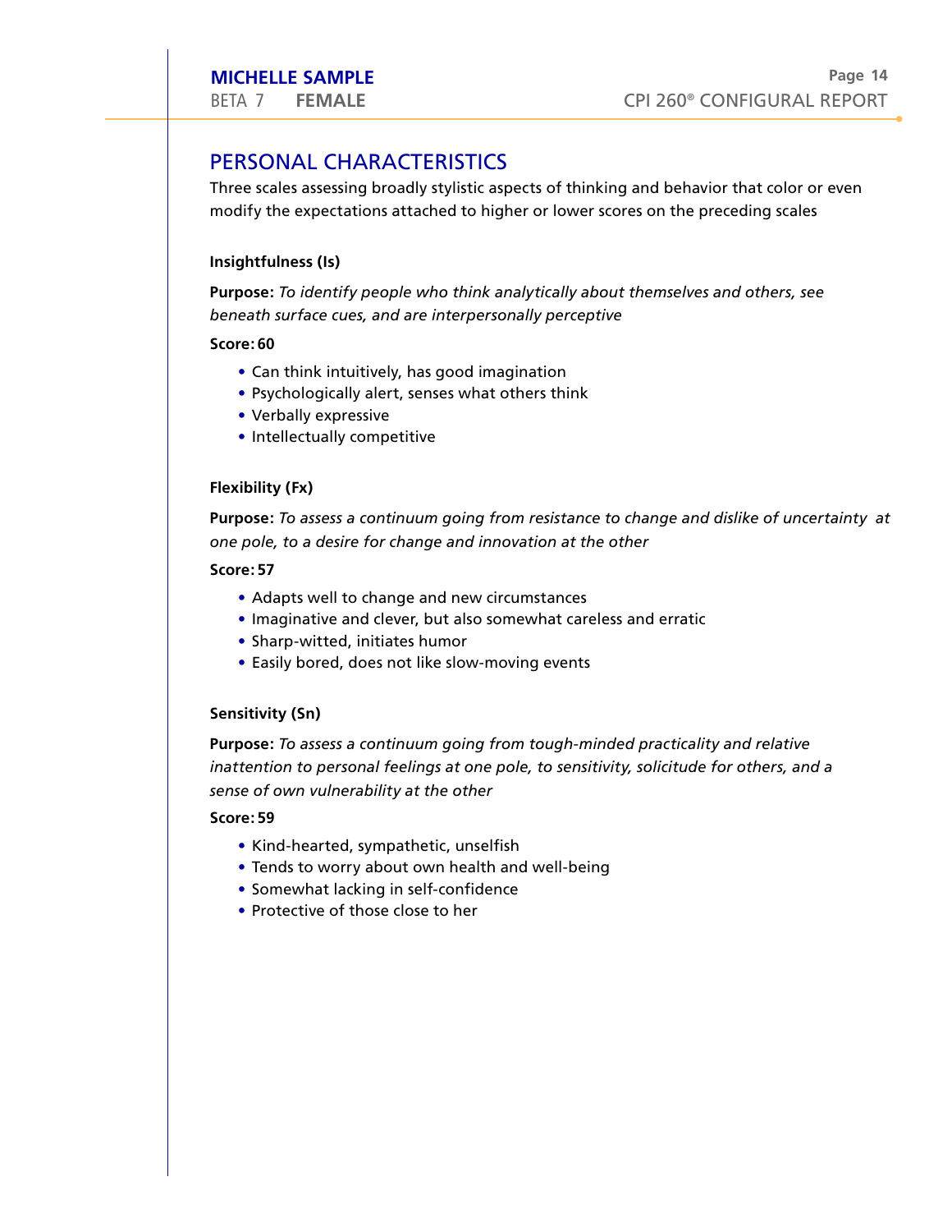## PERSONAL CHARACTERISTICS

Three scales assessing broadly stylistic aspects of thinking and behavior that color or even modify the expectations attached to higher or lower scores on the preceding scales

**Insightfulness (Is)**

**Purpose:** *To identify people who think analytically about themselves and others, see beneath surface cues, and are interpersonally perceptive*

**Score: 60**

- Can think intuitively, has good imagination
- Psychologically alert, senses what others think
- Verbally expressive
- Intellectually competitive

**Flexibility (Fx)**

**Purpose:** *To assess a continuum going from resistance to change and dislike of uncertainty at one pole, to a desire for change and innovation at the other*

**Score: 57**

- Adapts well to change and new circumstances
- Imaginative and clever, but also somewhat careless and erratic
- Sharp-witted, initiates humor
- Easily bored, does not like slow-moving events

**Sensitivity (Sn)**

**Purpose:** *To assess a continuum going from tough-minded practicality and relative inattention to personal feelings at one pole, to sensitivity, solicitude for others, and a sense of own vulnerability at the other*

**Score: 59**

- Kind-hearted, sympathetic, unselfish
- Tends to worry about own health and well-being
- Somewhat lacking in self-confidence
- Protective of those close to her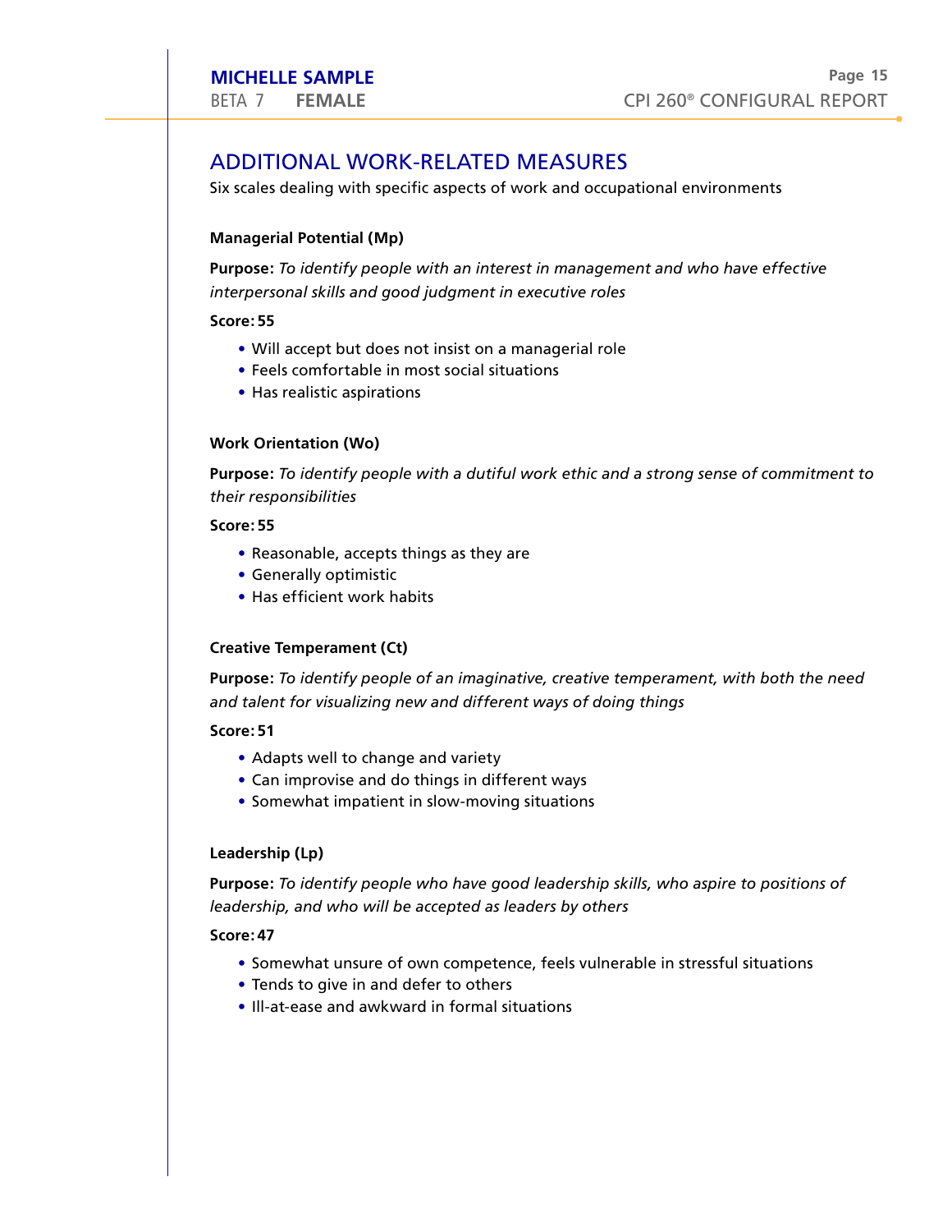## ADDITIONAL WORK-RELATED MEASURES

Six scales dealing with specific aspects of work and occupational environments

**Managerial Potential (Mp)**

**Purpose:** *To identify people with an interest in management and who have effective interpersonal skills and good judgment in executive roles*

**Score: 55**

- Will accept but does not insist on a managerial role
- Feels comfortable in most social situations
- Has realistic aspirations

**Work Orientation (Wo)**

**Purpose:** *To identify people with a dutiful work ethic and a strong sense of commitment to their responsibilities*

**Score: 55**

- Reasonable, accepts things as they are
- Generally optimistic
- Has efficient work habits

**Creative Temperament (Ct)**

**Purpose:** *To identify people of an imaginative, creative temperament, with both the need and talent for visualizing new and different ways of doing things*

**Score: 51**

- Adapts well to change and variety
- Can improvise and do things in different ways
- Somewhat impatient in slow-moving situations

**Leadership (Lp)**

**Purpose:** *To identify people who have good leadership skills, who aspire to positions of leadership, and who will be accepted as leaders by others*

**Score: 47**

- Somewhat unsure of own competence, feels vulnerable in stressful situations
- Tends to give in and defer to others
- Ill-at-ease and awkward in formal situations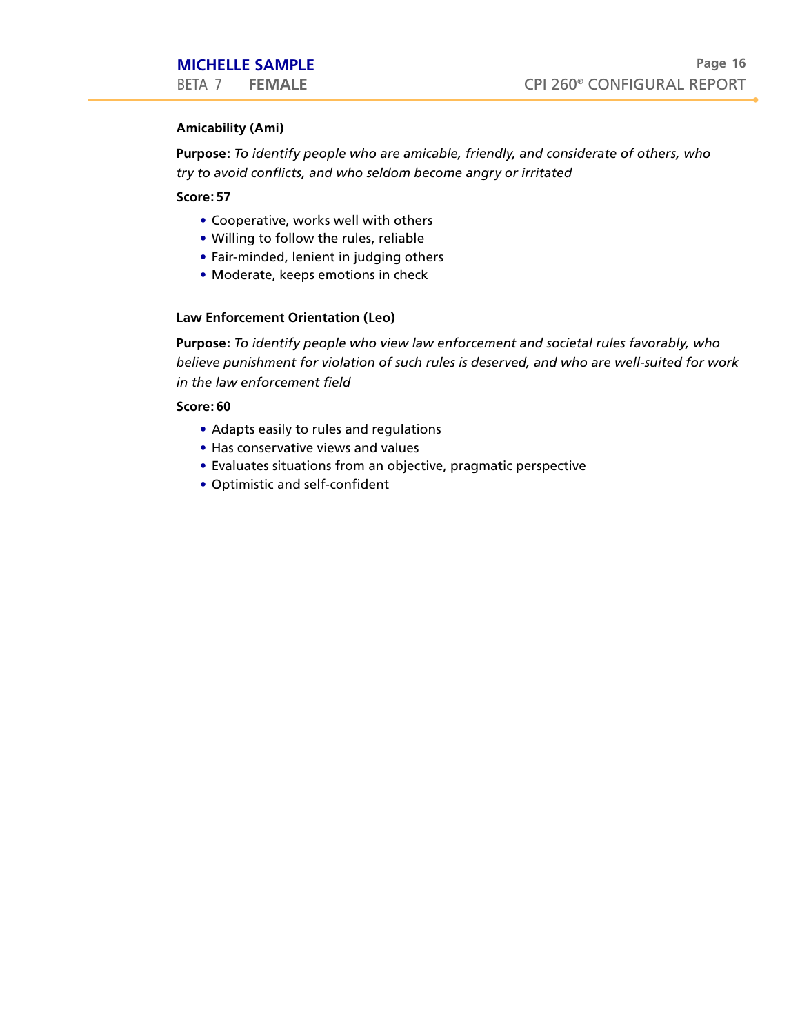**Amicability (Ami)**

**Purpose:** *To identify people who are amicable, friendly, and considerate of others, who try to avoid conflicts, and who seldom become angry or irritated*

**Score: 57**

- Cooperative, works well with others
- Willing to follow the rules, reliable
- Fair-minded, lenient in judging others
- Moderate, keeps emotions in check

**Law Enforcement Orientation (Leo)**

**Purpose:** *To identify people who view law enforcement and societal rules favorably, who believe punishment for violation of such rules is deserved, and who are well-suited for work in the law enforcement field*

**Score: 60**

- Adapts easily to rules and regulations
- Has conservative views and values
- Evaluates situations from an objective, pragmatic perspective
- Optimistic and self-confident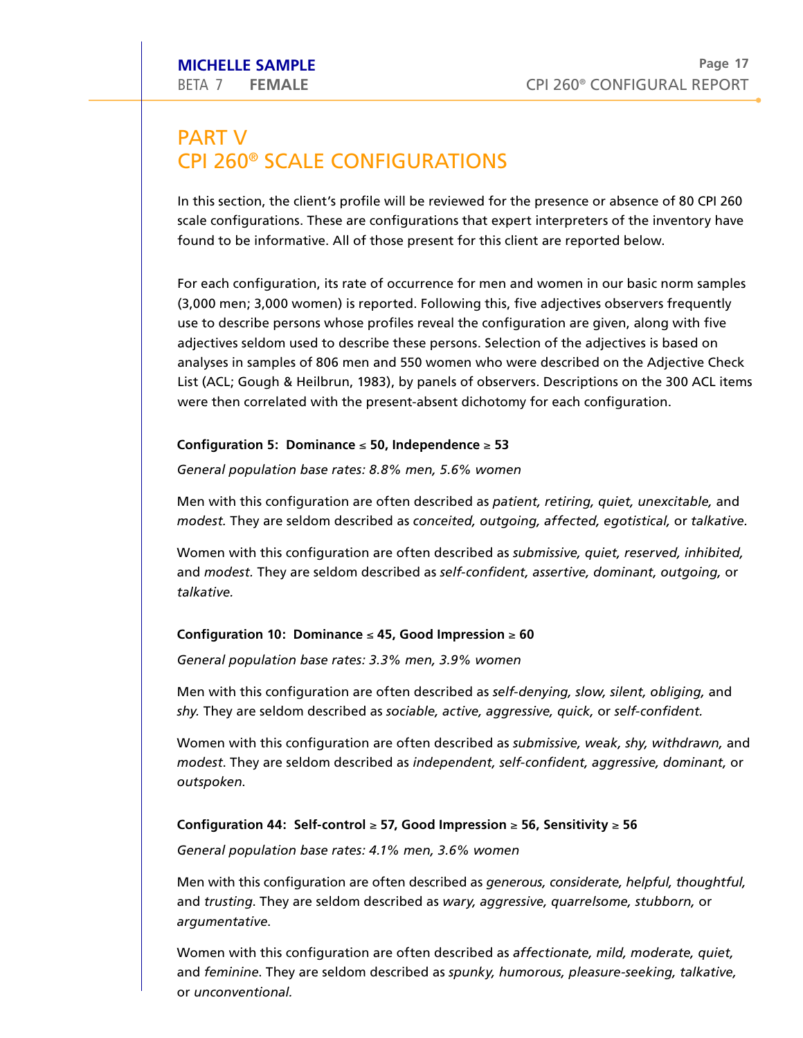# PART V
# CPI 260® SCALE CONFIGURATIONS

In this section, the client's profile will be reviewed for the presence or absence of 80 CPI 260 scale configurations. These are configurations that expert interpreters of the inventory have found to be informative. All of those present for this client are reported below.

For each configuration, its rate of occurrence for men and women in our basic norm samples (3,000 men; 3,000 women) is reported. Following this, five adjectives observers frequently use to describe persons whose profiles reveal the configuration are given, along with five adjectives seldom used to describe these persons. Selection of the adjectives is based on analyses in samples of 806 men and 550 women who were described on the Adjective Check List (ACL; Gough & Heilbrun, 1983), by panels of observers. Descriptions on the 300 ACL items were then correlated with the present-absent dichotomy for each configuration.

**Configuration 5: Dominance ≤ 50, Independence ≥ 53**

*General population base rates: 8.8% men, 5.6% women*

Men with this configuration are often described as *patient, retiring, quiet, unexcitable,* and *modest.* They are seldom described as *conceited, outgoing, affected, egotistical,* or *talkative.*

Women with this configuration are often described as *submissive, quiet, reserved, inhibited,* and *modest.* They are seldom described as *self-confident, assertive, dominant, outgoing,* or *talkative.*

**Configuration 10: Dominance ≤ 45, Good Impression ≥ 60**

*General population base rates: 3.3% men, 3.9% women*

Men with this configuration are often described as *self-denying, slow, silent, obliging,* and *shy.* They are seldom described as *sociable, active, aggressive, quick,* or *self-confident.*

Women with this configuration are often described as *submissive, weak, shy, withdrawn,* and *modest*. They are seldom described as *independent, self-confident, aggressive, dominant,* or *outspoken*.

**Configuration 44: Self-control ≥ 57, Good Impression ≥ 56, Sensitivity ≥ 56**

*General population base rates: 4.1% men, 3.6% women*

Men with this configuration are often described as *generous, considerate, helpful, thoughtful,* and *trusting*. They are seldom described as *wary, aggressive, quarrelsome, stubborn,* or *argumentative*.

Women with this configuration are often described as *affectionate, mild, moderate, quiet,* and *feminine*. They are seldom described as *spunky, humorous, pleasure-seeking, talkative,* or *unconventional.*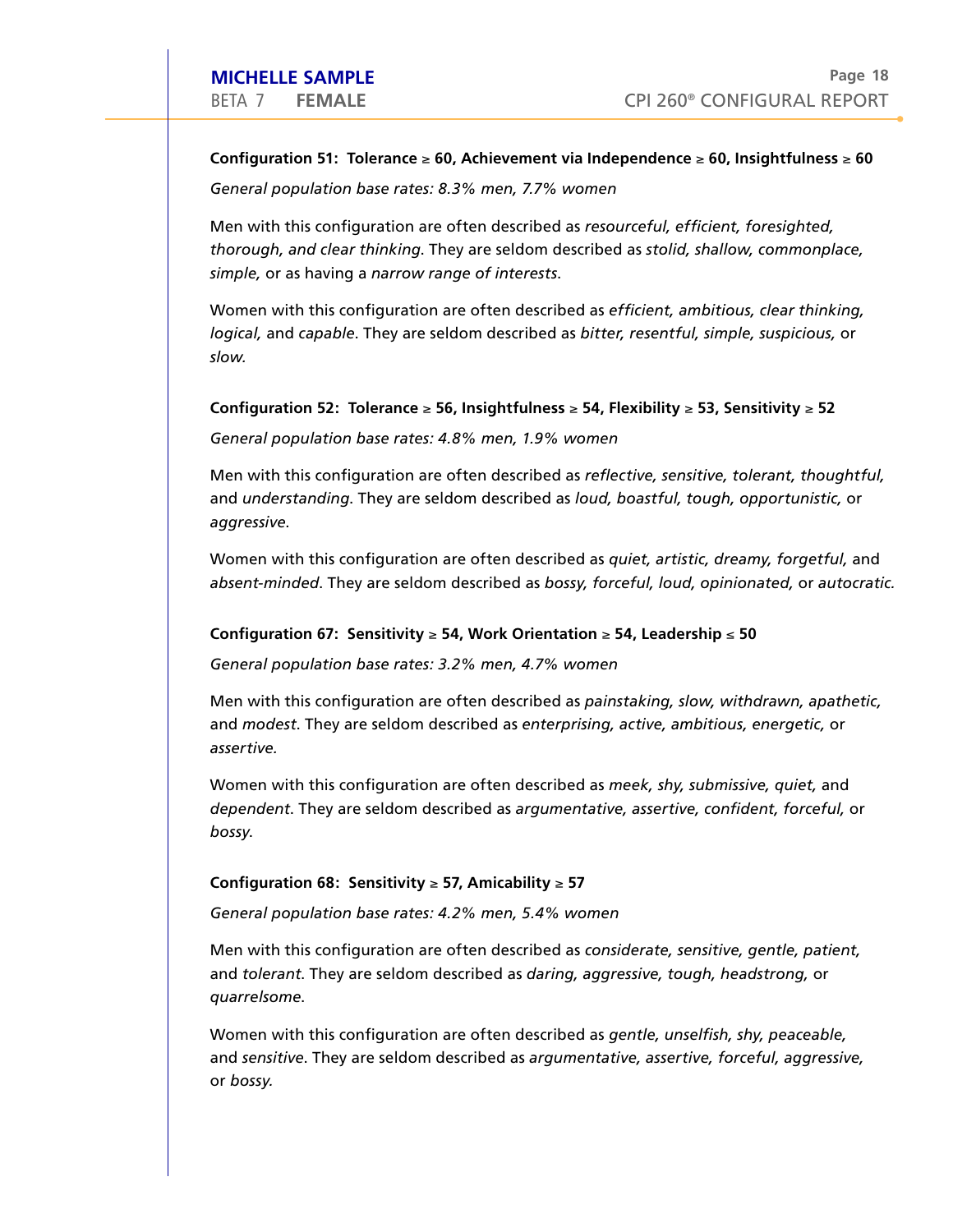**Configuration 51: Tolerance ≥ 60, Achievement via Independence ≥ 60, Insightfulness ≥ 60**

*General population base rates: 8.3% men, 7.7% women*

Men with this configuration are often described as *resourceful, efficient, foresighted, thorough, and clear thinking*. They are seldom described as *stolid, shallow, commonplace, simple,* or as having a *narrow range of interests*.

Women with this configuration are often described as *efficient, ambitious, clear thinking, logical,* and *capable*. They are seldom described as *bitter, resentful, simple, suspicious,* or *slow.*

**Configuration 52: Tolerance ≥ 56, Insightfulness ≥ 54, Flexibility ≥ 53, Sensitivity ≥ 52**

*General population base rates: 4.8% men, 1.9% women*

Men with this configuration are often described as *reflective, sensitive, tolerant, thoughtful,* and *understanding*. They are seldom described as *loud, boastful, tough, opportunistic,* or *aggressive*.

Women with this configuration are often described as *quiet, artistic, dreamy, forgetful,* and *absent-minded*. They are seldom described as *bossy, forceful, loud, opinionated,* or *autocratic.*

**Configuration 67: Sensitivity ≥ 54, Work Orientation ≥ 54, Leadership ≤ 50**

*General population base rates: 3.2% men, 4.7% women*

Men with this configuration are often described as *painstaking, slow, withdrawn, apathetic,* and *modest*. They are seldom described as *enterprising, active, ambitious, energetic,* or *assertive.*

Women with this configuration are often described as *meek, shy, submissive, quiet,* and *dependent*. They are seldom described as *argumentative, assertive, confident, forceful,* or *bossy.*

**Configuration 68: Sensitivity ≥ 57, Amicability ≥ 57**

*General population base rates: 4.2% men, 5.4% women*

Men with this configuration are often described as *considerate, sensitive, gentle, patient,* and *tolerant*. They are seldom described as *daring, aggressive, tough, headstrong,* or *quarrelsome*.

Women with this configuration are often described as *gentle, unselfish, shy, peaceable,* and *sensitive*. They are seldom described as *argumentative, assertive, forceful, aggressive,* or *bossy.*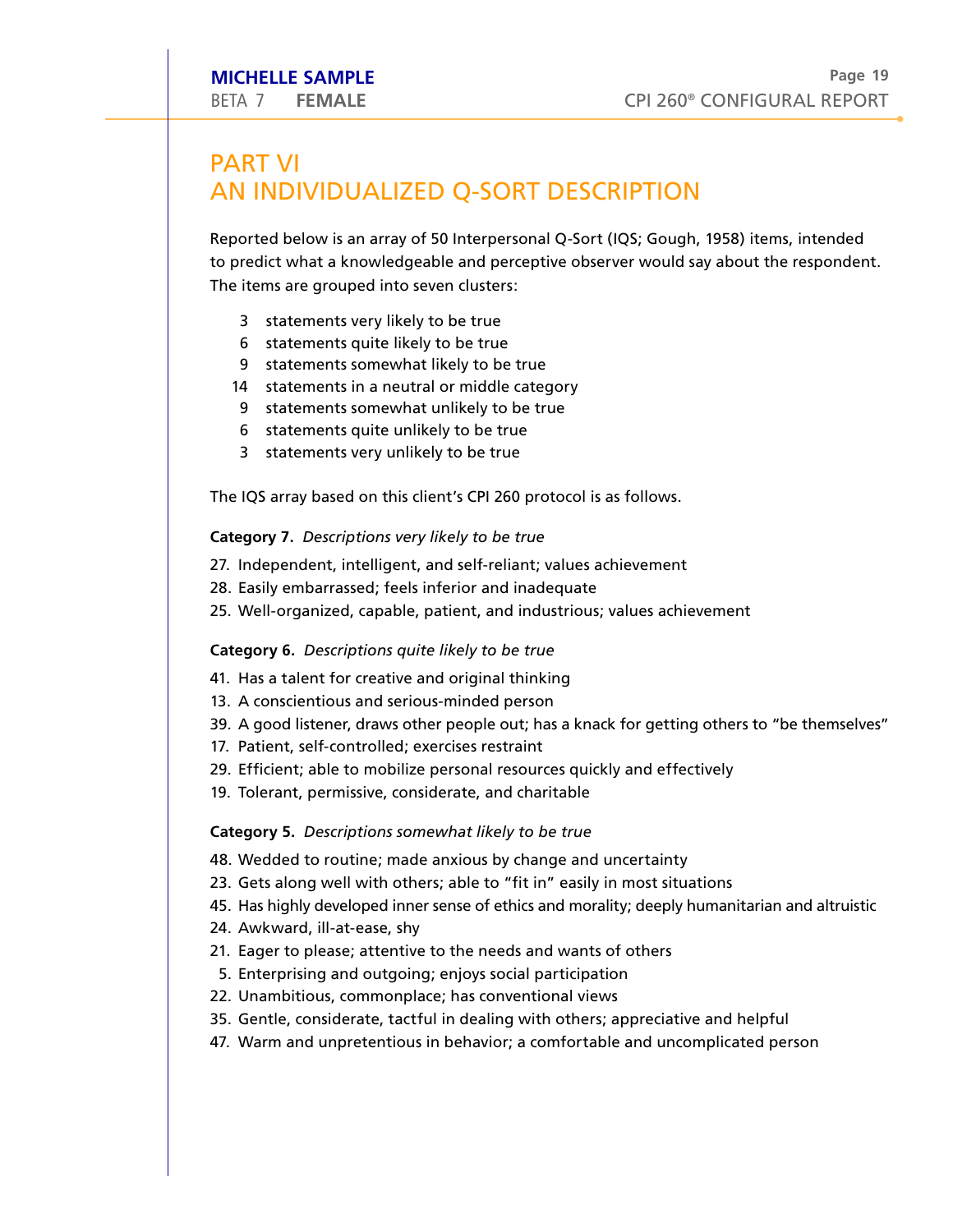# PART VI
# AN INDIVIDUALIZED Q-SORT DESCRIPTION

Reported below is an array of 50 Interpersonal Q-Sort (IQS; Gough, 1958) items, intended to predict what a knowledgeable and perceptive observer would say about the respondent. The items are grouped into seven clusters:

- 3 statements very likely to be true
- 6 statements quite likely to be true
- 9 statements somewhat likely to be true
- 14 statements in a neutral or middle category
- 9 statements somewhat unlikely to be true
- 6 statements quite unlikely to be true
- 3 statements very unlikely to be true

The IQS array based on this client's CPI 260 protocol is as follows.

**Category 7.** *Descriptions very likely to be true*

27. Independent, intelligent, and self-reliant; values achievement
28. Easily embarrassed; feels inferior and inadequate
25. Well-organized, capable, patient, and industrious; values achievement

**Category 6.** *Descriptions quite likely to be true*

41. Has a talent for creative and original thinking
13. A conscientious and serious-minded person
39. A good listener, draws other people out; has a knack for getting others to "be themselves"
17. Patient, self-controlled; exercises restraint
29. Efficient; able to mobilize personal resources quickly and effectively
19. Tolerant, permissive, considerate, and charitable

**Category 5.** *Descriptions somewhat likely to be true*

48. Wedded to routine; made anxious by change and uncertainty
23. Gets along well with others; able to "fit in" easily in most situations
45. Has highly developed inner sense of ethics and morality; deeply humanitarian and altruistic
24. Awkward, ill-at-ease, shy
21. Eager to please; attentive to the needs and wants of others
5. Enterprising and outgoing; enjoys social participation
22. Unambitious, commonplace; has conventional views
35. Gentle, considerate, tactful in dealing with others; appreciative and helpful
47. Warm and unpretentious in behavior; a comfortable and uncomplicated person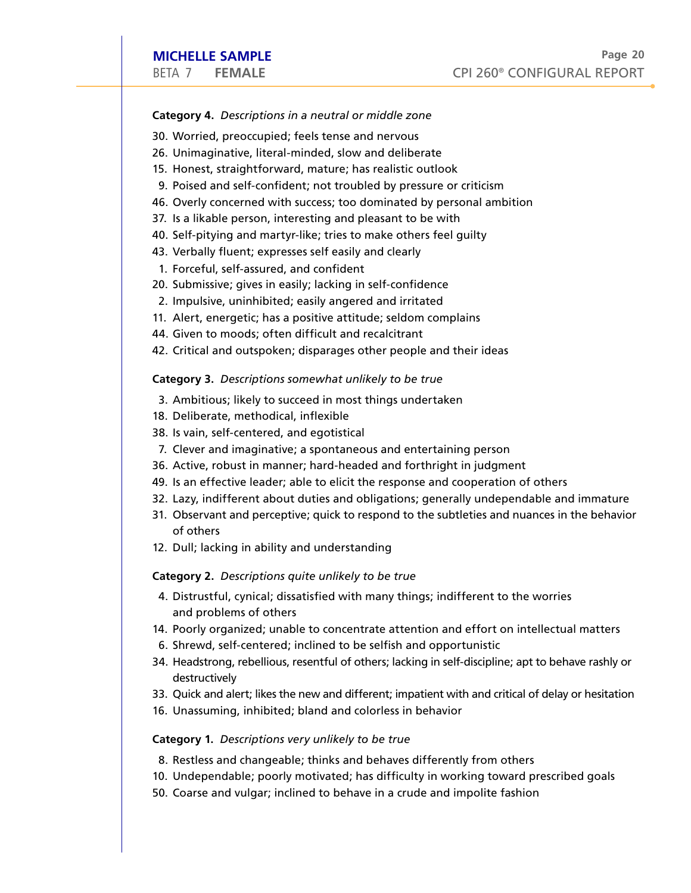**Category 4.** *Descriptions in a neutral or middle zone*

30. Worried, preoccupied; feels tense and nervous
26. Unimaginative, literal-minded, slow and deliberate
15. Honest, straightforward, mature; has realistic outlook
9. Poised and self-confident; not troubled by pressure or criticism
46. Overly concerned with success; too dominated by personal ambition
37. Is a likable person, interesting and pleasant to be with
40. Self-pitying and martyr-like; tries to make others feel guilty
43. Verbally fluent; expresses self easily and clearly
1. Forceful, self-assured, and confident
20. Submissive; gives in easily; lacking in self-confidence
2. Impulsive, uninhibited; easily angered and irritated
11. Alert, energetic; has a positive attitude; seldom complains
44. Given to moods; often difficult and recalcitrant
42. Critical and outspoken; disparages other people and their ideas

**Category 3.** *Descriptions somewhat unlikely to be true*

3. Ambitious; likely to succeed in most things undertaken
18. Deliberate, methodical, inflexible
38. Is vain, self-centered, and egotistical
7. Clever and imaginative; a spontaneous and entertaining person
36. Active, robust in manner; hard-headed and forthright in judgment
49. Is an effective leader; able to elicit the response and cooperation of others
32. Lazy, indifferent about duties and obligations; generally undependable and immature
31. Observant and perceptive; quick to respond to the subtleties and nuances in the behavior of others
12. Dull; lacking in ability and understanding

**Category 2.** *Descriptions quite unlikely to be true*

4. Distrustful, cynical; dissatisfied with many things; indifferent to the worries and problems of others
14. Poorly organized; unable to concentrate attention and effort on intellectual matters
6. Shrewd, self-centered; inclined to be selfish and opportunistic
34. Headstrong, rebellious, resentful of others; lacking in self-discipline; apt to behave rashly or destructively
33. Quick and alert; likes the new and different; impatient with and critical of delay or hesitation
16. Unassuming, inhibited; bland and colorless in behavior

**Category 1.** *Descriptions very unlikely to be true*

8. Restless and changeable; thinks and behaves differently from others
10. Undependable; poorly motivated; has difficulty in working toward prescribed goals
50. Coarse and vulgar; inclined to behave in a crude and impolite fashion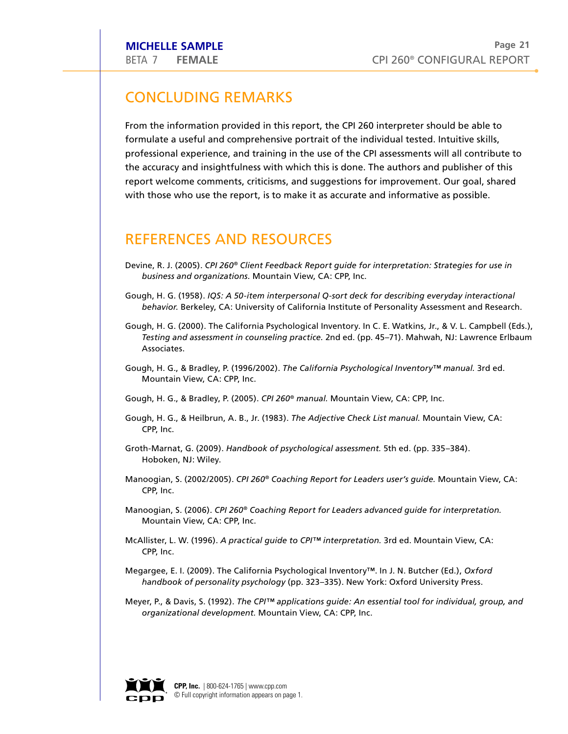## CONCLUDING REMARKS

From the information provided in this report, the CPI 260 interpreter should be able to formulate a useful and comprehensive portrait of the individual tested. Intuitive skills, professional experience, and training in the use of the CPI assessments will all contribute to the accuracy and insightfulness with which this is done. The authors and publisher of this report welcome comments, criticisms, and suggestions for improvement. Our goal, shared with those who use the report, is to make it as accurate and informative as possible.

## REFERENCES AND RESOURCES

Devine, R. J. (2005). *CPI 260® Client Feedback Report guide for interpretation: Strategies for use in business and organizations.* Mountain View, CA: CPP, Inc.

Gough, H. G. (1958). *IQS: A 50-item interpersonal Q-sort deck for describing everyday interactional behavior.* Berkeley, CA: University of California Institute of Personality Assessment and Research.

Gough, H. G. (2000). The California Psychological Inventory. In C. E. Watkins, Jr., & V. L. Campbell (Eds.), *Testing and assessment in counseling practice.* 2nd ed. (pp. 45–71). Mahwah, NJ: Lawrence Erlbaum Associates.

Gough, H. G., & Bradley, P. (1996/2002). *The California Psychological Inventory™ manual.* 3rd ed. Mountain View, CA: CPP, Inc.

Gough, H. G., & Bradley, P. (2005). *CPI 260® manual.* Mountain View, CA: CPP, Inc.

Gough, H. G., & Heilbrun, A. B., Jr. (1983). *The Adjective Check List manual.* Mountain View, CA: CPP, Inc.

Groth-Marnat, G. (2009). *Handbook of psychological assessment.* 5th ed. (pp. 335–384). Hoboken, NJ: Wiley.

Manoogian, S. (2002/2005). *CPI 260® Coaching Report for Leaders user's guide.* Mountain View, CA: CPP, Inc.

Manoogian, S. (2006). *CPI 260® Coaching Report for Leaders advanced guide for interpretation.* Mountain View, CA: CPP, Inc.

McAllister, L. W. (1996). *A practical guide to CPI™ interpretation.* 3rd ed. Mountain View, CA: CPP, Inc.

Megargee, E. I. (2009). The California Psychological Inventory™. In J. N. Butcher (Ed.), *Oxford handbook of personality psychology* (pp. 323–335). New York: Oxford University Press.

Meyer, P., & Davis, S. (1992). *The CPI™ applications guide: An essential tool for individual, group, and organizational development.* Mountain View, CA: CPP, Inc.